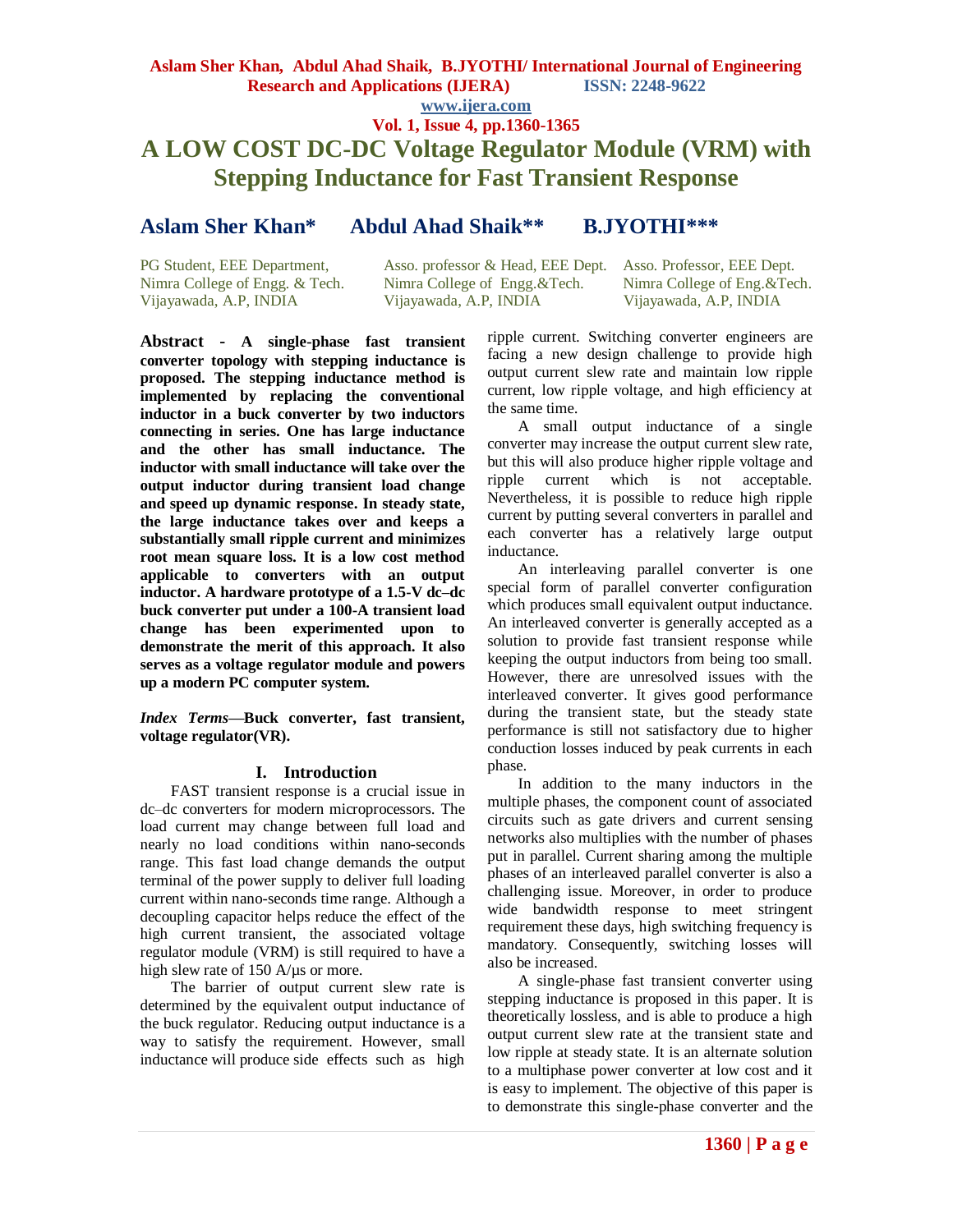# A LOW COST DC-DC Voltage Regulator Module (VRM) with Stepping Inductance for Fast Transient Response

**Aslam Sher Khan*　　Abdul Ahad Shaik**　　B.JYOTHI*****

PG Student, EEE Department, Nimra College of Engg. & Tech. Vijayawada, A.P, INDIA

Asso. professor & Head, EEE Dept. Nimra College of Engg.&Tech. Vijayawada, A.P, INDIA

Asso. Professor, EEE Dept. Nimra College of Eng.&Tech. Vijayawada, A.P, INDIA

**Abstract - A single-phase fast transient converter topology with stepping inductance is proposed. The stepping inductance method is implemented by replacing the conventional inductor in a buck converter by two inductors connecting in series. One has large inductance and the other has small inductance. The inductor with small inductance will take over the output inductor during transient load change and speed up dynamic response. In steady state, the large inductance takes over and keeps a substantially small ripple current and minimizes root mean square loss. It is a low cost method applicable to converters with an output inductor. A hardware prototype of a 1.5-V dc–dc buck converter put under a 100-A transient load change has been experimented upon to demonstrate the merit of this approach. It also serves as a voltage regulator module and powers up a modern PC computer system.**

***Index Terms*—Buck converter, fast transient, voltage regulator(VR).**

## I. Introduction

FAST transient response is a crucial issue in dc–dc converters for modern microprocessors. The load current may change between full load and nearly no load conditions within nano-seconds range. This fast load change demands the output terminal of the power supply to deliver full loading current within nano-seconds time range. Although a decoupling capacitor helps reduce the effect of the high current transient, the associated voltage regulator module (VRM) is still required to have a high slew rate of 150 A/μs or more.

The barrier of output current slew rate is determined by the equivalent output inductance of the buck regulator. Reducing output inductance is a way to satisfy the requirement. However, small inductance will produce side effects such as high ripple current. Switching converter engineers are facing a new design challenge to provide high output current slew rate and maintain low ripple current, low ripple voltage, and high efficiency at the same time.

A small output inductance of a single converter may increase the output current slew rate, but this will also produce higher ripple voltage and ripple current which is not acceptable. Nevertheless, it is possible to reduce high ripple current by putting several converters in parallel and each converter has a relatively large output inductance.

An interleaving parallel converter is one special form of parallel converter configuration which produces small equivalent output inductance. An interleaved converter is generally accepted as a solution to provide fast transient response while keeping the output inductors from being too small. However, there are unresolved issues with the interleaved converter. It gives good performance during the transient state, but the steady state performance is still not satisfactory due to higher conduction losses induced by peak currents in each phase.

In addition to the many inductors in the multiple phases, the component count of associated circuits such as gate drivers and current sensing networks also multiplies with the number of phases put in parallel. Current sharing among the multiple phases of an interleaved parallel converter is also a challenging issue. Moreover, in order to produce wide bandwidth response to meet stringent requirement these days, high switching frequency is mandatory. Consequently, switching losses will also be increased.

A single-phase fast transient converter using stepping inductance is proposed in this paper. It is theoretically lossless, and is able to produce a high output current slew rate at the transient state and low ripple at steady state. It is an alternate solution to a multiphase power converter at low cost and it is easy to implement. The objective of this paper is to demonstrate this single-phase converter and the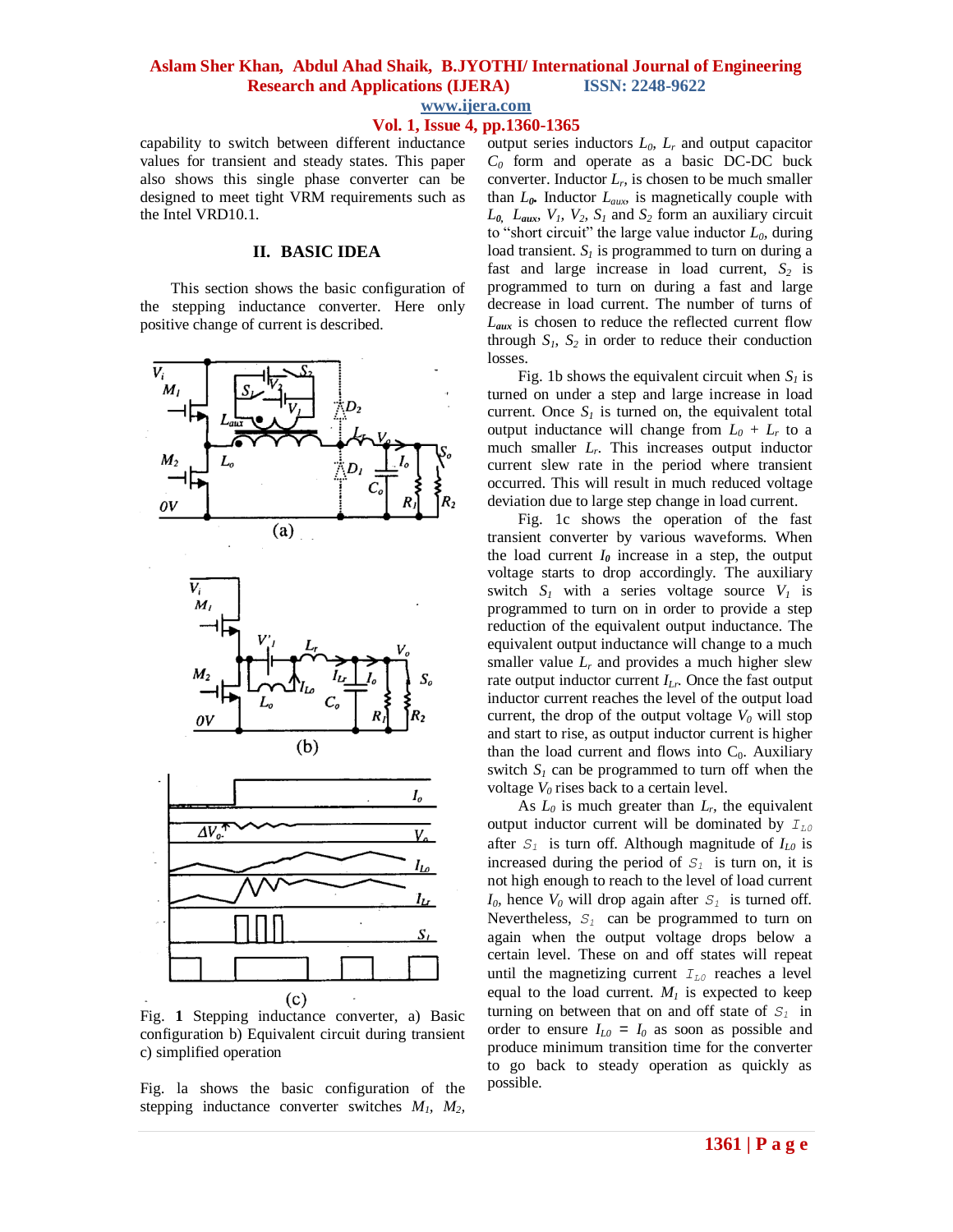capability to switch between different inductance values for transient and steady states. This paper also shows this single phase converter can be designed to meet tight VRM requirements such as the Intel VRD10.1.

## II. BASIC IDEA

This section shows the basic configuration of the stepping inductance converter. Here only positive change of current is described.

Fig. 1 Stepping inductance converter, a) Basic configuration b) Equivalent circuit during transient c) simplified operation

Fig. la shows the basic configuration of the stepping inductance converter switches $M_1$, $M_2$, output series inductors $L_0$, $L_r$ and output capacitor $C_0$ form and operate as a basic DC-DC buck converter. Inductor $L_r$, is chosen to be much smaller than $L_0$. Inductor $L_{aux}$, is magnetically couple with $L_0$, $L_{aux}$, $V_1$, $V_2$, $S_1$ and $S_2$ form an auxiliary circuit to "short circuit" the large value inductor $L_0$, during load transient. $S_1$ is programmed to turn on during a fast and large increase in load current, $S_2$ is programmed to turn on during a fast and large decrease in load current. The number of turns of $L_{aux}$ is chosen to reduce the reflected current flow through $S_1$, $S_2$ in order to reduce their conduction losses.

Fig. 1b shows the equivalent circuit when $S_1$ is turned on under a step and large increase in load current. Once $S_1$ is turned on, the equivalent total output inductance will change from $L_0 + L_r$ to a much smaller $L_r$. This increases output inductor current slew rate in the period where transient occurred. This will result in much reduced voltage deviation due to large step change in load current.

Fig. 1c shows the operation of the fast transient converter by various waveforms. When the load current $I_0$ increase in a step, the output voltage starts to drop accordingly. The auxiliary switch $S_1$ with a series voltage source $V_1$ is programmed to turn on in order to provide a step reduction of the equivalent output inductance. The equivalent output inductance will change to a much smaller value $L_r$ and provides a much higher slew rate output inductor current $I_{Lr}$. Once the fast output inductor current reaches the level of the output load current, the drop of the output voltage $V_0$ will stop and start to rise, as output inductor current is higher than the load current and flows into $C_0$. Auxiliary switch $S_1$ can be programmed to turn off when the voltage $V_0$ rises back to a certain level.

As $L_0$ is much greater than $L_r$, the equivalent output inductor current will be dominated by $I_{L0}$ after $S_1$ is turn off. Although magnitude of $I_{L0}$ is increased during the period of $S_1$ is turn on, it is not high enough to reach to the level of load current $I_0$, hence $V_0$ will drop again after $S_1$ is turned off. Nevertheless, $S_1$ can be programmed to turn on again when the output voltage drops below a certain level. These on and off states will repeat until the magnetizing current $I_{L0}$ reaches a level equal to the load current. $M_1$ is expected to keep turning on between that on and off state of $S_1$ in order to ensure $I_{L0} = I_0$ as soon as possible and produce minimum transition time for the converter to go back to steady operation as quickly as possible.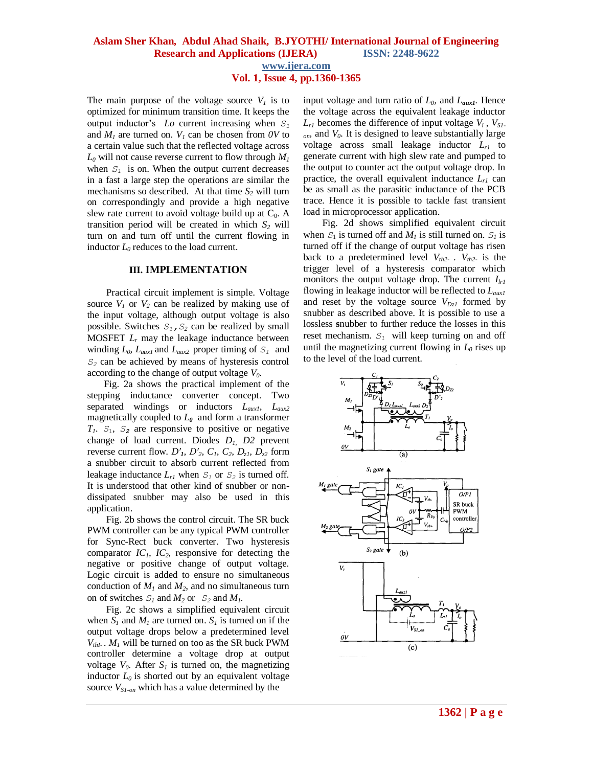The main purpose of the voltage source $V_1$ is to optimized for minimum transition time. It keeps the output inductor's *Lo* current increasing when $S_1$ and $M_1$ are turned on. $V_1$ can be chosen from *0V* to a certain value such that the reflected voltage across $L_0$ will not cause reverse current to flow through $M_1$ when $S_1$ is on. When the output current decreases in a fast a large step the operations are similar the mechanisms so described. At that time $S_2$ will turn on correspondingly and provide a high negative slew rate current to avoid voltage build up at $C_0$. A transition period will be created in which $S_2$ will turn on and turn off until the current flowing in inductor $L_0$ reduces to the load current.

### III. IMPLEMENTATION

Practical circuit implement is simple. Voltage source $V_1$ or $V_2$ can be realized by making use of the input voltage, although output voltage is also possible. Switches $S_1$**,** $S_2$ can be realized by small MOSFET $L_r$ may the leakage inductance between winding $L_0$, $L_{aux1}$ and $L_{aux2}$ proper timing of $S_1$ and $S_2$ can be achieved by means of hysteresis control according to the change of output voltage $V_0$.

Fig. 2a shows the practical implement of the stepping inductance converter concept. Two separated windings or inductors $L_{aux1}$, $L_{aux2}$ magnetically coupled to $L_0$ and form a transformer $T_1$. $S_1$, $S_2$ are responsive to positive or negative change of load current. Diodes $D_1$, $D2$ prevent reverse current flow. $D'_1$, $D'_2$, $C_1$, $C_2$, $D_{z1}$, $D_{z2}$ form a snubber circuit to absorb current reflected from leakage inductance $L_{r1}$ when $S_1$ or $S_2$ is turned off. It is understood that other kind of snubber or non-dissipated snubber may also be used in this application.

Fig. 2b shows the control circuit. The SR buck PWM controller can be any typical PWM controller for Sync-Rect buck converter. Two hysteresis comparator $IC_1$, $IC_2$, responsive for detecting the negative or positive change of output voltage. Logic circuit is added to ensure no simultaneous conduction of $M_1$ and $M_2$, and no simultaneous turn on of switches $S_1$ and $M_2$ or $S_2$ and $M_1$.

Fig. 2c shows a simplified equivalent circuit when $S_1$ and $M_1$ are turned on. $S_1$ is turned on if the output voltage drops below a predetermined level $V_{th1-}$. $M_1$ will be turned on too as the SR buck PWM controller determine a voltage drop at output voltage $V_0$. After $S_1$ is turned on, the magnetizing inductor $L_0$ is shorted out by an equivalent voltage source $V_{S1-on}$ which has a value determined by the input voltage and turn ratio of $L_0$, and $L_{aux1}$. Hence the voltage across the equivalent leakage inductor $L_{r1}$ becomes the difference of input voltage $V_i$, $V_{S1-on}$, and $V_0$. It is designed to leave substantially large voltage across small leakage inductor $L_{r1}$ to generate current with high slew rate and pumped to the output to counter act the output voltage drop. In practice, the overall equivalent inductance $L_{r1}$ can be as small as the parasitic inductance of the PCB trace. Hence it is possible to tackle fast transient load in microprocessor application.

Fig. 2d shows simplified equivalent circuit when $S_1$ is turned off and $M_1$ is still turned on. $S_1$ is turned off if the change of output voltage has risen back to a predetermined level $V_{th2-}$ . $V_{th2-}$ is the trigger level of a hysteresis comparator which monitors the output voltage drop. The current $I_{lr1}$ flowing in leakage inductor will be reflected to $L_{aux1}$ and reset by the voltage source $V_{Dz1}$ formed by snubber as described above. It is possible to use a lossless snubber to further reduce the losses in this reset mechanism. $S_1$ will keep turning on and off until the magnetizing current flowing in $L_0$ rises up to the level of the load current.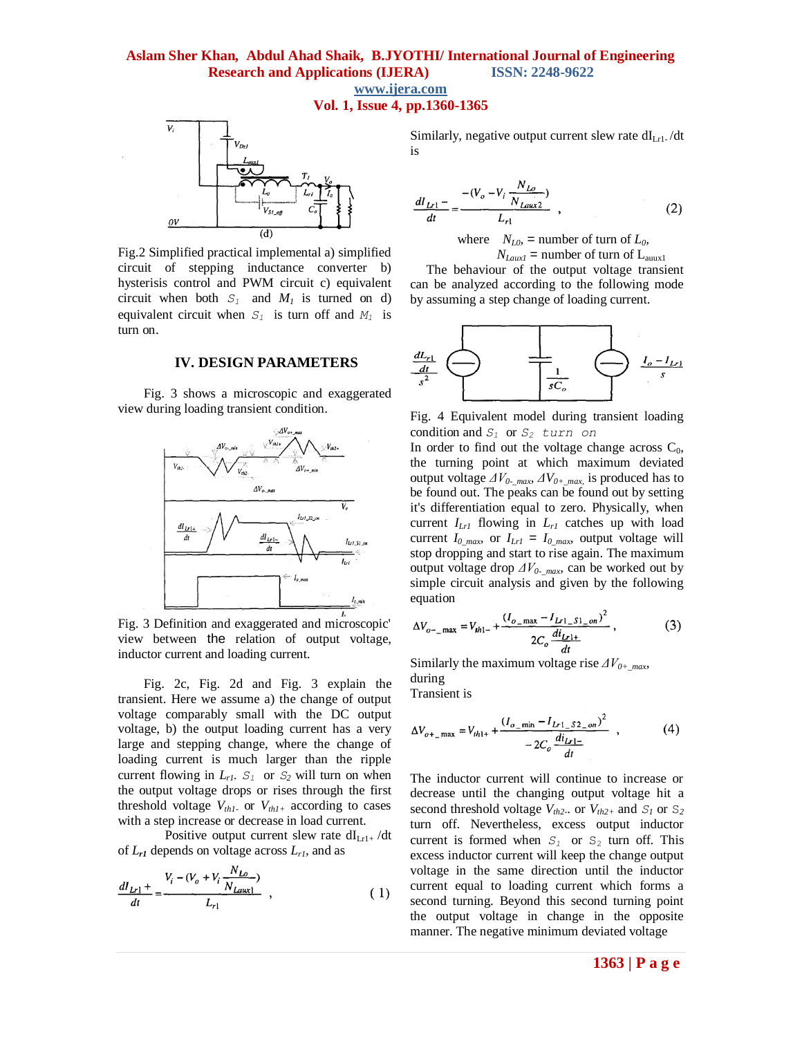Fig.2 Simplified practical implemental a) simplified circuit of stepping inductance converter b) hysterisis control and PWM circuit c) equivalent circuit when both $S_1$ and $M_1$ is turned on d) equivalent circuit when $S_1$ is turn off and $M_1$ is turn on.

## IV. DESIGN PARAMETERS

Fig. 3 shows a microscopic and exaggerated view during loading transient condition.

Fig. 3 Definition and exaggerated and microscopic' view between the relation of output voltage, inductor current and loading current.

Fig. 2c, Fig. 2d and Fig. 3 explain the transient. Here we assume a) the change of output voltage comparably small with the DC output voltage, b) the output loading current has a very large and stepping change, where the change of loading current is much larger than the ripple current flowing in $L_{r1}$. $S_1$ or $S_2$ will turn on when the output voltage drops or rises through the first threshold voltage $V_{th1-}$ or $V_{th1+}$ according to cases with a step increase or decrease in load current.

Positive output current slew rate $dI_{Lr1+}/dt$ of $L_{r1}$ depends on voltage across $L_{r1}$, and as

$$\frac{dI_{Lr1+}}{dt} = \frac{V_i - (V_o + V_i \frac{N_{Lo}}{N_{Laux1}})}{L_{r1}} , \quad (1)$$

Similarly, negative output current slew rate $dI_{Lr1-}/dt$ is

$$\frac{dI_{Lr1-}}{dt} = \frac{-(V_o - V_i \frac{N_{Lo}}{N_{Laux2}})}{L_{r1}} , \quad (2)$$

where $N_{L0}$, = number of turn of $L_0$,
$N_{Laux1}$ = number of turn of $L_{auux1}$

The behaviour of the output voltage transient can be analyzed according to the following mode by assuming a step change of loading current.

Fig. 4 Equivalent model during transient loading condition and $S_1$ or $S_2$ turn on

In order to find out the voltage change across $C_0$, the turning point at which maximum deviated output voltage $\Delta V_{0-\_max}$, $\Delta V_{0+\_max}$, is produced has to be found out. The peaks can be found out by setting it's differentiation equal to zero. Physically, when current $I_{Lr1}$ flowing in $L_{r1}$ catches up with load current $I_{0\_max}$, or $I_{Lr1} = I_{0\_max}$, output voltage will stop dropping and start to rise again. The maximum output voltage drop $\Delta V_{0-\_max}$, can be worked out by simple circuit analysis and given by the following equation

$$\Delta V_{o-\_max} = V_{th1-} + \frac{(I_{o\_max} - I_{Lr1\_S1\_on})^2}{2C_o \frac{di_{Lr1+}}{dt}} , \quad (3)$$

Similarly the maximum voltage rise $\Delta V_{0+\_max}$, during
Transient is

$$\Delta V_{o+\_max} = V_{th1+} + \frac{(I_{o\_min} - I_{Lr1\_S2\_on})^2}{-2C_o \frac{di_{Lr1-}}{dt}} , \quad (4)$$

The inductor current will continue to increase or decrease until the changing output voltage hit a second threshold voltage $V_{th2-}$. or $V_{th2+}$ and $S_1$ or $S_2$ turn off. Nevertheless, excess output inductor current is formed when $S_1$ or $S_2$ turn off. This excess inductor current will keep the change output voltage in the same direction until the inductor current equal to loading current which forms a second turning. Beyond this second turning point the output voltage in change in the opposite manner. The negative minimum deviated voltage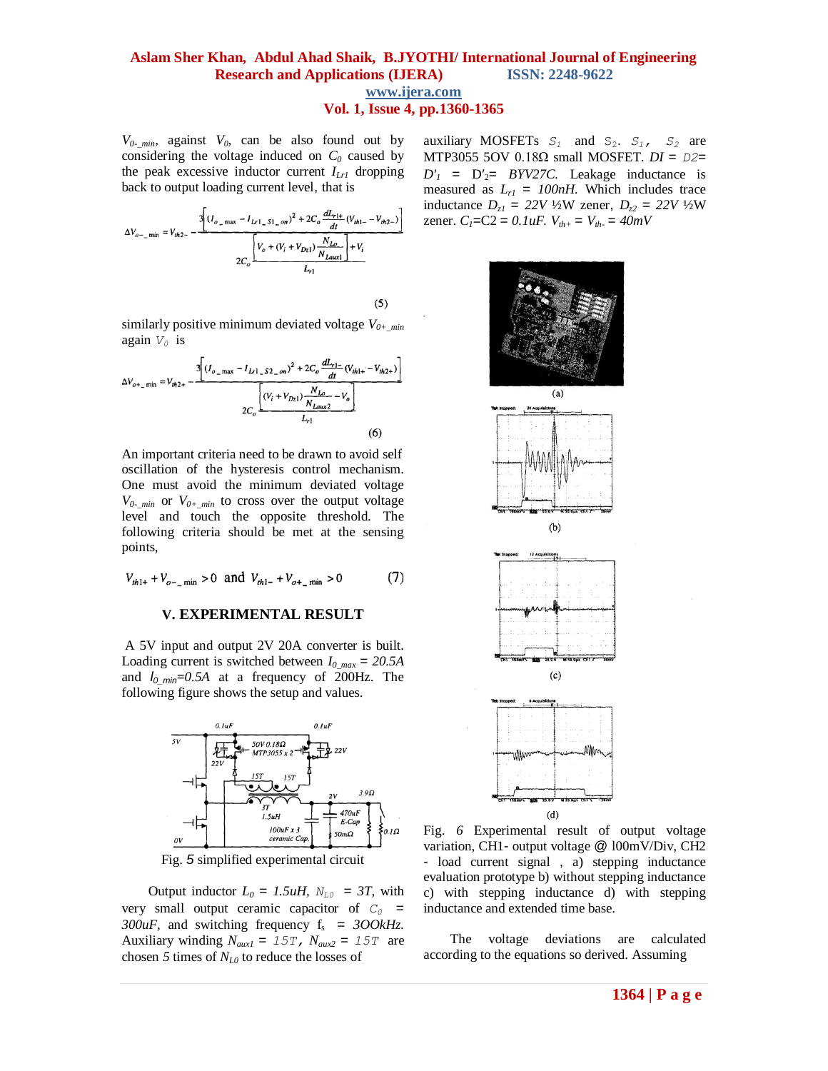$V_{0-\_min}$, against $V_0$, can be also found out by considering the voltage induced on $C_0$ caused by the peak excessive inductor current $I_{Lr1}$ dropping back to output loading current level, that is

$$\Delta V_{o-\_min} = V_{th2-} - \frac{3\left[(I_{o\_max} - I_{Lr1\_S1\_on})^2 + 2C_o \frac{dI_{r1+}}{dt}(V_{th1-} - V_{th2-})\right]}{2C_o \frac{\left[V_o + (V_i + V_{Dz1})\frac{N_{Lo}}{N_{Laux1}}\right] + V_i}{L_{r1}}} \quad (5)$$

similarly positive minimum deviated voltage $V_{0+\_min}$ again $V_0$ is

$$\Delta V_{o+\_min} = V_{th2+} - \frac{3\left[(I_{o\_max} - I_{Lr1\_S2\_on})^2 + 2C_o \frac{dI_{r1-}}{dt}(V_{th1+} - V_{th2+})\right]}{2C_o \frac{\left[(V_i + V_{Dz1})\frac{N_{Lo}}{N_{Laux2}} - V_o\right]}{L_{r1}}} \quad (6)$$

An important criteria need to be drawn to avoid self oscillation of the hysteresis control mechanism. One must avoid the minimum deviated voltage $V_{0-\_min}$ or $V_{0+\_min}$ to cross over the output voltage level and touch the opposite threshold. The following criteria should be met at the sensing points,

$$V_{th1+} + V_{o-\_min} > 0 \text{ and } V_{th1-} + V_{o+\_min} > 0 \quad (7)$$

## V. EXPERIMENTAL RESULT

A 5V input and output 2V 20A converter is built. Loading current is switched between $I_{0\_max} = 20.5A$ and $I_{0\_min} = 0.5A$ at a frequency of 200Hz. The following figure shows the setup and values.

Fig. 5 simplified experimental circuit

Output inductor $L_0 = 1.5uH$, $N_{L0} = 3T$, with very small output ceramic capacitor of $C_0 = 300uF$, and switching frequency $f_s = 3OOkHz$. Auxiliary winding $N_{aux1} = 15T$, $N_{aux2} = 15T$ are chosen *5* times of $N_{L0}$ to reduce the losses of auxiliary MOSFETs $S_1$ and $S_2$. $S_1$, $S_2$ are MTP3055 5OV 0.18Ω small MOSFET. $DI = D2 = D'_1 = D'_2 =$ *BYV27C*. Leakage inductance is measured as $L_{r1} = 100nH$. Which includes trace inductance $D_{z1} = 22V$ ½W zener, $D_{z2} = 22V$ ½W zener. $C_1 = C2 = 0.1uF$. $V_{th+} = V_{th-} = 40mV$

Fig. *6* Experimental result of output voltage variation, CH1- output voltage @ l00mV/Div, CH2 - load current signal , a) stepping inductance evaluation prototype b) without stepping inductance c) with stepping inductance d) with stepping inductance and extended time base.

The voltage deviations are calculated according to the equations so derived. Assuming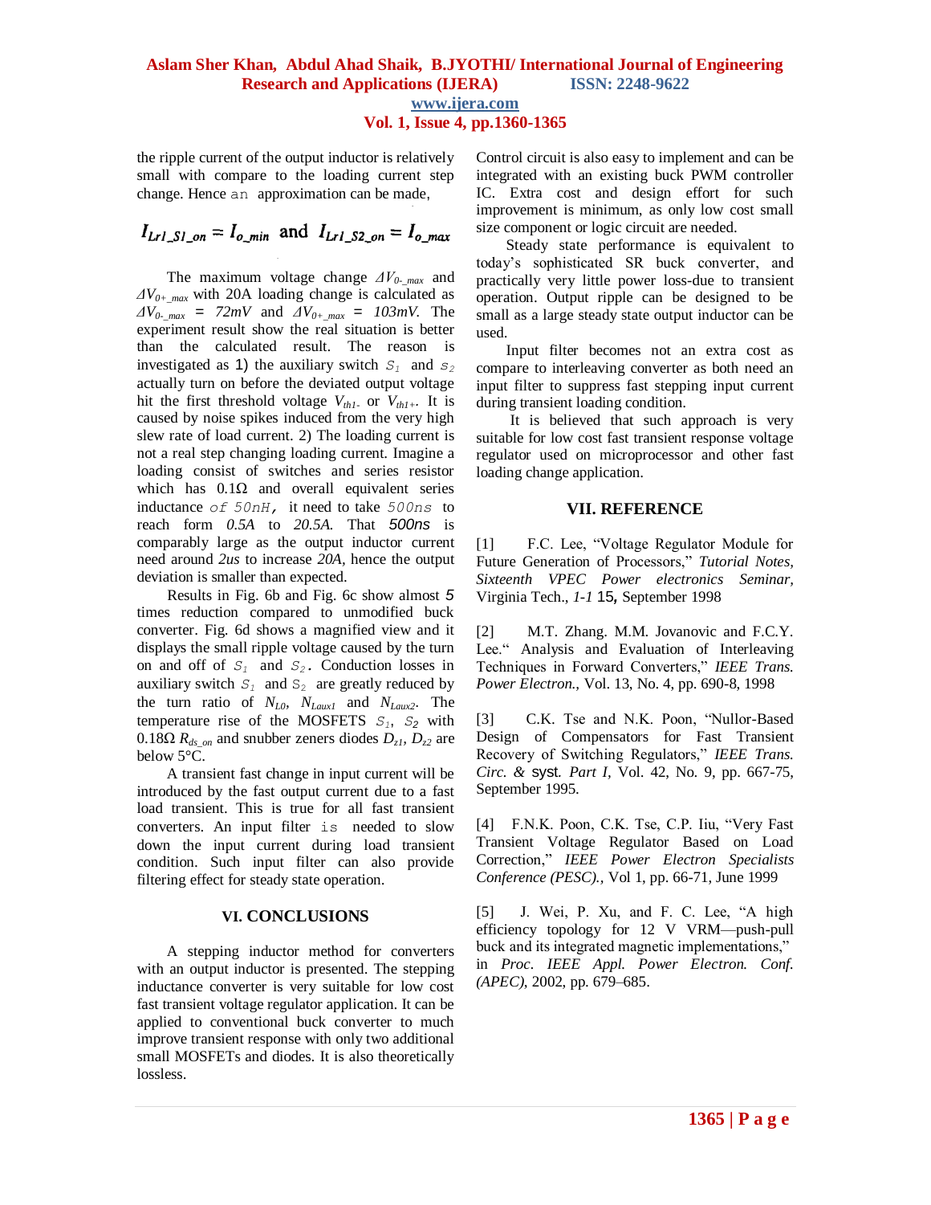the ripple current of the output inductor is relatively small with compare to the loading current step change. Hence an approximation can be made,

$$I_{Lr1\_S1\_on} = I_{o\_min} \text{ and } I_{Lr1\_S2\_on} = I_{o\_max}$$

The maximum voltage change $\Delta V_{0-\_max}$ and $\Delta V_{0+\_max}$ with 20A loading change is calculated as $\Delta V_{0-\_max} = 72mV$ and $\Delta V_{0+\_max} = 103mV$. The experiment result show the real situation is better than the calculated result. The reason is investigated as 1) the auxiliary switch $S_1$ and $S_2$ actually turn on before the deviated output voltage hit the first threshold voltage $V_{th1-}$ or $V_{th1+}$. It is caused by noise spikes induced from the very high slew rate of load current. 2) The loading current is not a real step changing loading current. Imagine a loading consist of switches and series resistor which has 0.1Ω and overall equivalent series inductance of *50nH*, it need to take *500ns* to reach form *0.5A* to *20.5A*. That *500ns* is comparably large as the output inductor current need around *2us* to increase *20A*, hence the output deviation is smaller than expected.

Results in Fig. 6b and Fig. 6c show almost *5* times reduction compared to unmodified buck converter. Fig. 6d shows a magnified view and it displays the small ripple voltage caused by the turn on and off of $S_1$ and $S_2$. Conduction losses in auxiliary switch $S_1$ and $S_2$ are greatly reduced by the turn ratio of $N_{L0}$, $N_{Laux1}$ and $N_{Laux2}$. The temperature rise of the MOSFETS $S_1$, $S_2$ with 0.18Ω $R_{ds\_on}$ and snubber zeners diodes $D_{z1}$, $D_{z2}$ are below 5°C.

A transient fast change in input current will be introduced by the fast output current due to a fast load transient. This is true for all fast transient converters. An input filter is needed to slow down the input current during load transient condition. Such input filter can also provide filtering effect for steady state operation.

## VI. CONCLUSIONS

A stepping inductor method for converters with an output inductor is presented. The stepping inductance converter is very suitable for low cost fast transient voltage regulator application. It can be applied to conventional buck converter to much improve transient response with only two additional small MOSFETs and diodes. It is also theoretically lossless.

Control circuit is also easy to implement and can be integrated with an existing buck PWM controller IC. Extra cost and design effort for such improvement is minimum, as only low cost small size component or logic circuit are needed.

Steady state performance is equivalent to today's sophisticated SR buck converter, and practically very little power loss-due to transient operation. Output ripple can be designed to be small as a large steady state output inductor can be used.

Input filter becomes not an extra cost as compare to interleaving converter as both need an input filter to suppress fast stepping input current during transient loading condition.

It is believed that such approach is very suitable for low cost fast transient response voltage regulator used on microprocessor and other fast loading change application.

## VII. REFERENCE

[1] F.C. Lee, "Voltage Regulator Module for Future Generation of Processors," *Tutorial Notes, Sixteenth VPEC Power electronics Seminar*, Virginia Tech., *1-1* 15, September 1998

[2] M.T. Zhang. M.M. Jovanovic and F.C.Y. Lee." Analysis and Evaluation of Interleaving Techniques in Forward Converters," *IEEE Trans. Power Electron.*, Vol. 13, No. 4, pp. 690-8, 1998

[3] C.K. Tse and N.K. Poon, "Nullor-Based Design of Compensators for Fast Transient Recovery of Switching Regulators," *IEEE Trans. Circ. & syst. Part I*, Vol. 42, No. 9, pp. 667-75, September 1995.

[4] F.N.K. Poon, C.K. Tse, C.P. Iiu, "Very Fast Transient Voltage Regulator Based on Load Correction," *IEEE Power Electron Specialists Conference (PESC).*, Vol 1, pp. 66-71, June 1999

[5] J. Wei, P. Xu, and F. C. Lee, "A high efficiency topology for 12 V VRM—push-pull buck and its integrated magnetic implementations," in *Proc. IEEE Appl. Power Electron. Conf. (APEC)*, 2002, pp. 679–685.